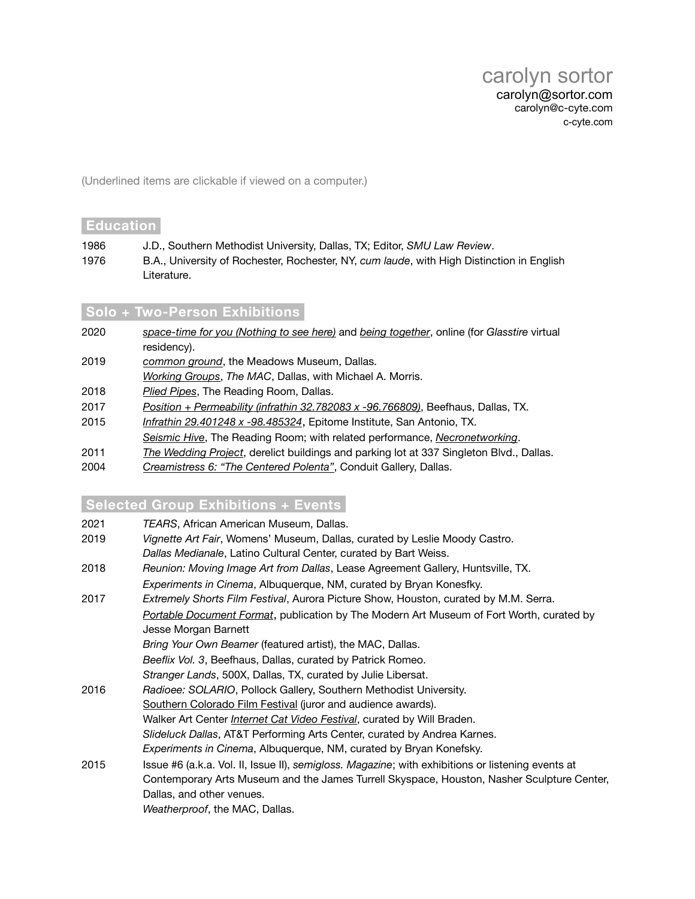# carolyn sortor

carolyn@sortor.com
carolyn@c-cyte.com
c-cyte.com

(Underlined items are clickable if viewed on a computer.)

## Education

1986 J.D., Southern Methodist University, Dallas, TX; Editor, *SMU Law Review*.
1976 B.A., University of Rochester, Rochester, NY, *cum laude*, with High Distinction in English Literature.

## Solo + Two-Person Exhibitions

2020 *space-time for you (Nothing to see here)* and *being together*, online (for *Glasstire* virtual residency).
2019 *common ground*, the Meadows Museum, Dallas.
*Working Groups*, *The MAC*, Dallas, with Michael A. Morris.
2018 *Plied Pipes*, The Reading Room, Dallas.
2017 *Position + Permeability (infrathin 32.782083 x -96.766809)*, Beefhaus, Dallas, TX.
2015 *Infrathin 29.401248 x -98.485324*, Epitome Institute, San Antonio, TX.
*Seismic Hive*, The Reading Room; with related performance, *Necronetworking*.
2011 *The Wedding Project*, derelict buildings and parking lot at 337 Singleton Blvd., Dallas.
2004 *Creamistress 6: "The Centered Polenta"*, Conduit Gallery, Dallas.

## Selected Group Exhibitions + Events

2021 *TEARS*, African American Museum, Dallas.
2019 *Vignette Art Fair*, Womens' Museum, Dallas, curated by Leslie Moody Castro.
*Dallas Medianale*, Latino Cultural Center, curated by Bart Weiss.
2018 *Reunion: Moving Image Art from Dallas*, Lease Agreement Gallery, Huntsville, TX.
*Experiments in Cinema*, Albuquerque, NM, curated by Bryan Konefsky.
2017 *Extremely Shorts Film Festival*, Aurora Picture Show, Houston, curated by M.M. Serra.
*Portable Document Format*, publication by The Modern Art Museum of Fort Worth, curated by Jesse Morgan Barnett
*Bring Your Own Beamer* (featured artist), the MAC, Dallas.
*Beeflix Vol. 3*, Beefhaus, Dallas, curated by Patrick Romeo.
*Stranger Lands*, 500X, Dallas, TX, curated by Julie Libersat.
2016 *Radioee: SOLARIO*, Pollock Gallery, Southern Methodist University.
Southern Colorado Film Festival (juror and audience awards).
Walker Art Center *Internet Cat Video Festival*, curated by Will Braden.
*Slideluck Dallas*, AT&T Performing Arts Center, curated by Andrea Karnes.
*Experiments in Cinema*, Albuquerque, NM, curated by Bryan Konefsky.
2015 Issue #6 (a.k.a. Vol. II, Issue II), *semigloss. Magazine*; with exhibitions or listening events at Contemporary Arts Museum and the James Turrell Skyspace, Houston, Nasher Sculpture Center, Dallas, and other venues.
*Weatherproof*, the MAC, Dallas.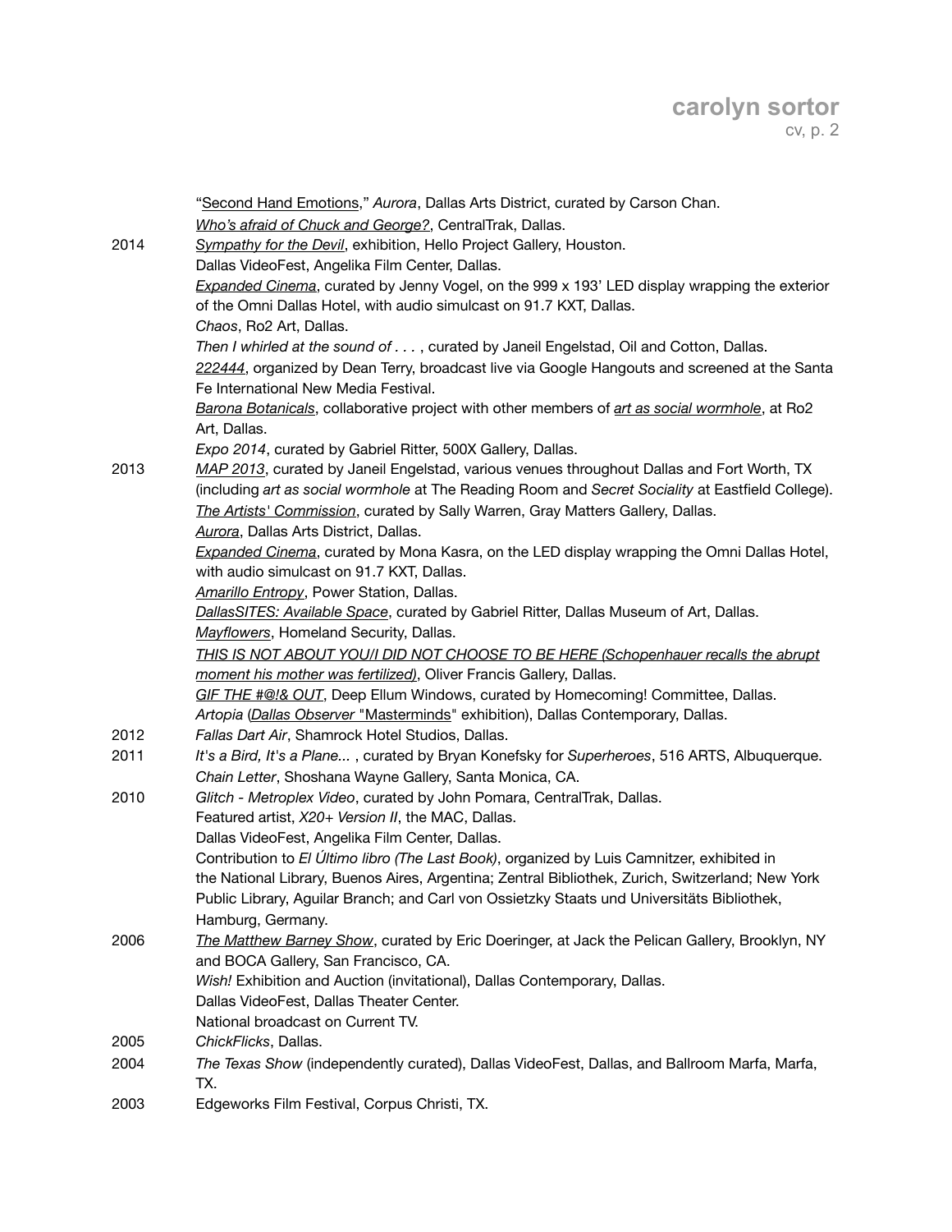"Second Hand Emotions," *Aurora*, Dallas Arts District, curated by Carson Chan.
*Who's afraid of Chuck and George?*, CentralTrak, Dallas.

2014 — *Sympathy for the Devil*, exhibition, Hello Project Gallery, Houston.
Dallas VideoFest, Angelika Film Center, Dallas.
*Expanded Cinema*, curated by Jenny Vogel, on the 999 x 193' LED display wrapping the exterior of the Omni Dallas Hotel, with audio simulcast on 91.7 KXT, Dallas.
*Chaos*, Ro2 Art, Dallas.
*Then I whirled at the sound of . . .* , curated by Janeil Engelstad, Oil and Cotton, Dallas.
*222444*, organized by Dean Terry, broadcast live via Google Hangouts and screened at the Santa Fe International New Media Festival.
*Barona Botanicals*, collaborative project with other members of *art as social wormhole*, at Ro2 Art, Dallas.
*Expo 2014*, curated by Gabriel Ritter, 500X Gallery, Dallas.

2013 — *MAP 2013*, curated by Janeil Engelstad, various venues throughout Dallas and Fort Worth, TX (including *art as social wormhole* at The Reading Room and *Secret Sociality* at Eastfield College).
*The Artists' Commission*, curated by Sally Warren, Gray Matters Gallery, Dallas.
*Aurora*, Dallas Arts District, Dallas.
*Expanded Cinema*, curated by Mona Kasra, on the LED display wrapping the Omni Dallas Hotel, with audio simulcast on 91.7 KXT, Dallas.
*Amarillo Entropy*, Power Station, Dallas.
*DallasSITES: Available Space*, curated by Gabriel Ritter, Dallas Museum of Art, Dallas.
*Mayflowers*, Homeland Security, Dallas.
*THIS IS NOT ABOUT YOU/I DID NOT CHOOSE TO BE HERE (Schopenhauer recalls the abrupt moment his mother was fertilized)*, Oliver Francis Gallery, Dallas.
*GIF THE #@!& OUT*, Deep Ellum Windows, curated by Homecoming! Committee, Dallas.
*Artopia* (*Dallas Observer* "Masterminds" exhibition), Dallas Contemporary, Dallas.

2012 — *Fallas Dart Air*, Shamrock Hotel Studios, Dallas.

2011 — *It's a Bird, It's a Plane...* , curated by Bryan Konefsky for *Superheroes*, 516 ARTS, Albuquerque.
*Chain Letter*, Shoshana Wayne Gallery, Santa Monica, CA.

2010 — *Glitch - Metroplex Video*, curated by John Pomara, CentralTrak, Dallas.
Featured artist, *X20+ Version II*, the MAC, Dallas.
Dallas VideoFest, Angelika Film Center, Dallas.
Contribution to *El Último libro (The Last Book)*, organized by Luis Camnitzer, exhibited in the National Library, Buenos Aires, Argentina; Zentral Bibliothek, Zurich, Switzerland; New York Public Library, Aguilar Branch; and Carl von Ossietzky Staats und Universitäts Bibliothek, Hamburg, Germany.

2006 — *The Matthew Barney Show*, curated by Eric Doeringer, at Jack the Pelican Gallery, Brooklyn, NY and BOCA Gallery, San Francisco, CA.
*Wish!* Exhibition and Auction (invitational), Dallas Contemporary, Dallas.
Dallas VideoFest, Dallas Theater Center.
National broadcast on Current TV.

2005 — *ChickFlicks*, Dallas.

2004 — *The Texas Show* (independently curated), Dallas VideoFest, Dallas, and Ballroom Marfa, Marfa, TX.

2003 — Edgeworks Film Festival, Corpus Christi, TX.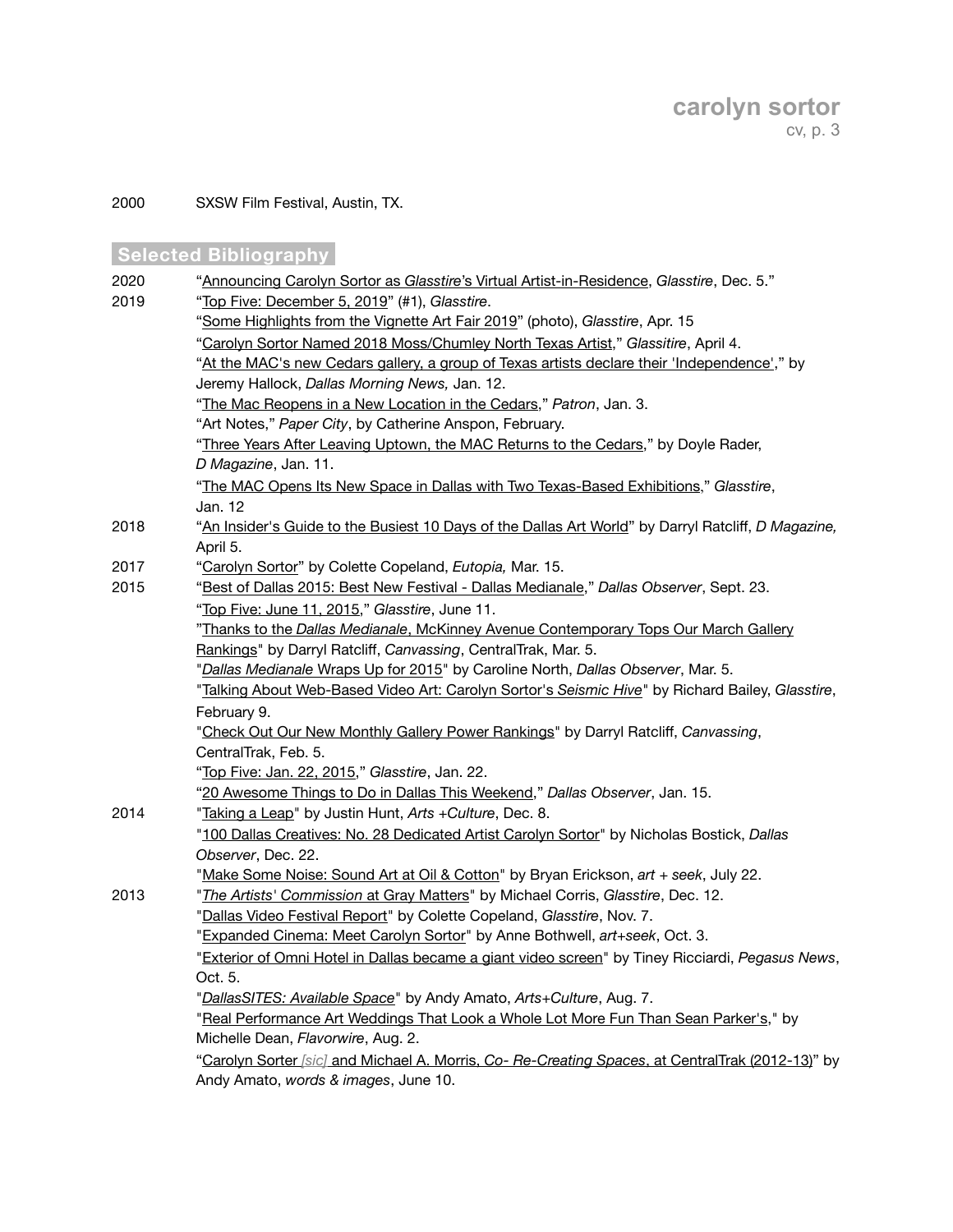2000 SXSW Film Festival, Austin, TX.

## Selected Bibliography

2020 "Announcing Carolyn Sortor as *Glasstire*'s Virtual Artist-in-Residence, *Glasstire*, Dec. 5."

2019 "Top Five: December 5, 2019" (#1), *Glasstire*.
"Some Highlights from the Vignette Art Fair 2019" (photo), *Glasstire*, Apr. 15
"Carolyn Sortor Named 2018 Moss/Chumley North Texas Artist," *Glassitire*, April 4.
"At the MAC's new Cedars gallery, a group of Texas artists declare their 'Independence'," by Jeremy Hallock, *Dallas Morning News,* Jan. 12.
"The Mac Reopens in a New Location in the Cedars," *Patron*, Jan. 3.
"Art Notes," *Paper City*, by Catherine Anspon, February.
"Three Years After Leaving Uptown, the MAC Returns to the Cedars," by Doyle Rader, *D Magazine*, Jan. 11.
"The MAC Opens Its New Space in Dallas with Two Texas-Based Exhibitions," *Glasstire*, Jan. 12

2018 "An Insider's Guide to the Busiest 10 Days of the Dallas Art World" by Darryl Ratcliff, *D Magazine,* April 5.

2017 "Carolyn Sortor" by Colette Copeland, *Eutopia,* Mar. 15.

2015 "Best of Dallas 2015: Best New Festival - Dallas Medianale," *Dallas Observer*, Sept. 23.
"Top Five: June 11, 2015," *Glasstire*, June 11.
"Thanks to the *Dallas Medianale*, McKinney Avenue Contemporary Tops Our March Gallery Rankings" by Darryl Ratcliff, *Canvassing*, CentralTrak, Mar. 5.
"*Dallas Medianale* Wraps Up for 2015" by Caroline North, *Dallas Observer*, Mar. 5.
"Talking About Web-Based Video Art: Carolyn Sortor's *Seismic Hive*" by Richard Bailey, *Glasstire*, February 9.
"Check Out Our New Monthly Gallery Power Rankings" by Darryl Ratcliff, *Canvassing*, CentralTrak, Feb. 5.
"Top Five: Jan. 22, 2015," *Glasstire*, Jan. 22.
"20 Awesome Things to Do in Dallas This Weekend," *Dallas Observer*, Jan. 15.

2014 "Taking a Leap" by Justin Hunt, *Arts +Culture*, Dec. 8.
"100 Dallas Creatives: No. 28 Dedicated Artist Carolyn Sortor" by Nicholas Bostick, *Dallas Observer*, Dec. 22.
"Make Some Noise: Sound Art at Oil & Cotton" by Bryan Erickson, *art + seek*, July 22.

2013 "*The Artists' Commission* at Gray Matters" by Michael Corris, *Glasstire*, Dec. 12.
"Dallas Video Festival Report" by Colette Copeland, *Glasstire*, Nov. 7.
"Expanded Cinema: Meet Carolyn Sortor" by Anne Bothwell, *art+seek*, Oct. 3.
"Exterior of Omni Hotel in Dallas became a giant video screen" by Tiney Ricciardi, *Pegasus News*, Oct. 5.
"*DallasSITES: Available Space*" by Andy Amato, *Arts+Culture*, Aug. 7.
"Real Performance Art Weddings That Look a Whole Lot More Fun Than Sean Parker's," by Michelle Dean, *Flavorwire*, Aug. 2.
"Carolyn Sorter *[sic]* and Michael A. Morris, *Co- Re-Creating Spaces*, at CentralTrak (2012-13)" by Andy Amato, *words & images*, June 10.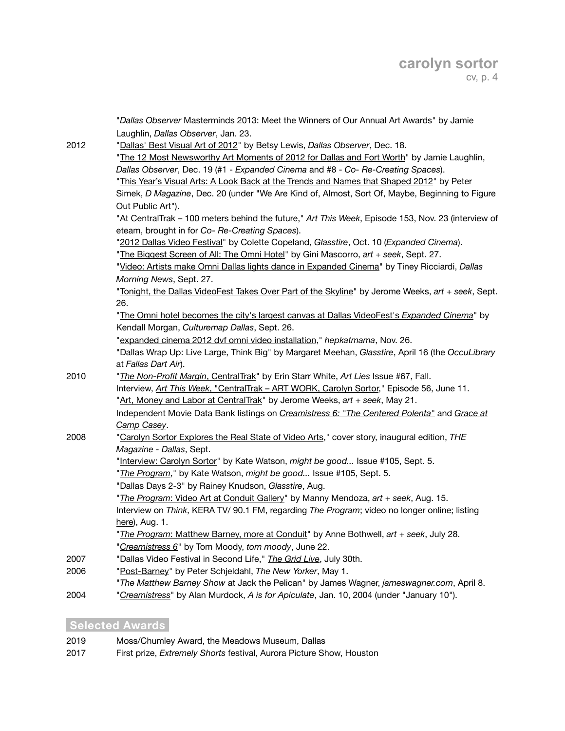| | |
|---|---|
| | "*Dallas Observer* Masterminds 2013: Meet the Winners of Our Annual Art Awards" by Jamie Laughlin, *Dallas Observer*, Jan. 23. |
| 2012 | "Dallas' Best Visual Art of 2012" by Betsy Lewis, *Dallas Observer*, Dec. 18. |
| | "The 12 Most Newsworthy Art Moments of 2012 for Dallas and Fort Worth" by Jamie Laughlin, *Dallas Observer*, Dec. 19 (#1 - *Expanded Cinema* and #8 - *Co- Re-Creating Spaces*). |
| | "This Year's Visual Arts: A Look Back at the Trends and Names that Shaped 2012" by Peter Simek, *D Magazine*, Dec. 20 (under "We Are Kind of, Almost, Sort Of, Maybe, Beginning to Figure Out Public Art"). |
| | "At CentralTrak – 100 meters behind the future," *Art This Week*, Episode 153, Nov. 23 (interview of eteam, brought in for *Co- Re-Creating Spaces*). |
| | "2012 Dallas Video Festival" by Colette Copeland, *Glasstire*, Oct. 10 (*Expanded Cinema*). |
| | "The Biggest Screen of All: The Omni Hotel" by Gini Mascorro, *art + seek*, Sept. 27. |
| | "Video: Artists make Omni Dallas lights dance in Expanded Cinema" by Tiney Ricciardi, *Dallas Morning News*, Sept. 27. |
| | "Tonight, the Dallas VideoFest Takes Over Part of the Skyline" by Jerome Weeks, *art + seek*, Sept. 26. |
| | "The Omni hotel becomes the city's largest canvas at Dallas VideoFest's *Expanded Cinema*" by Kendall Morgan, *Culturemap Dallas*, Sept. 26. |
| | "expanded cinema 2012 dvf omni video installation," *hepkatmama*, Nov. 26. |
| | "Dallas Wrap Up: Live Large, Think Big" by Margaret Meehan, *Glasstire*, April 16 (the *OccuLibrary* at *Fallas Dart Air*). |
| 2010 | "*The Non-Profit Margin*, CentralTrak" by Erin Starr White, *Art Lies* Issue #67, Fall. |
| | Interview, *Art This Week*, "CentralTrak – ART WORK, Carolyn Sortor," Episode 56, June 11. |
| | "Art, Money and Labor at CentralTrak" by Jerome Weeks, *art + seek*, May 21. |
| | Independent Movie Data Bank listings on *Creamistress 6: "The Centered Polenta"* and *Grace at Camp Casey*. |
| 2008 | "Carolyn Sortor Explores the Real State of Video Arts," cover story, inaugural edition, *THE Magazine - Dallas*, Sept. |
| | "Interview: Carolyn Sortor" by Kate Watson, *might be good...* Issue #105, Sept. 5. |
| | "*The Program*," by Kate Watson, *might be good...* Issue #105, Sept. 5. |
| | "Dallas Days 2-3" by Rainey Knudson, *Glasstire*, Aug. |
| | "*The Program*: Video Art at Conduit Gallery" by Manny Mendoza, *art + seek*, Aug. 15. |
| | Interview on *Think*, KERA TV/ 90.1 FM, regarding *The Program*; video no longer online; listing here), Aug. 1. |
| | "*The Program*: Matthew Barney, more at Conduit" by Anne Bothwell, *art + seek*, July 28. |
| | "*Creamistress 6*" by Tom Moody, *tom moody*, June 22. |
| 2007 | "Dallas Video Festival in Second Life," *The Grid Live*, July 30th. |
| 2006 | "Post-Barney" by Peter Schjeldahl, *The New Yorker*, May 1. |
| | "*The Matthew Barney Show* at Jack the Pelican" by James Wagner, *jameswagner.com*, April 8. |
| 2004 | "*Creamistress*" by Alan Murdock, *A is for Apiculate*, Jan. 10, 2004 (under "January 10"). |

## Selected Awards

| | |
|---|---|
| 2019 | Moss/Chumley Award, the Meadows Museum, Dallas |
| 2017 | First prize, *Extremely Shorts* festival, Aurora Picture Show, Houston |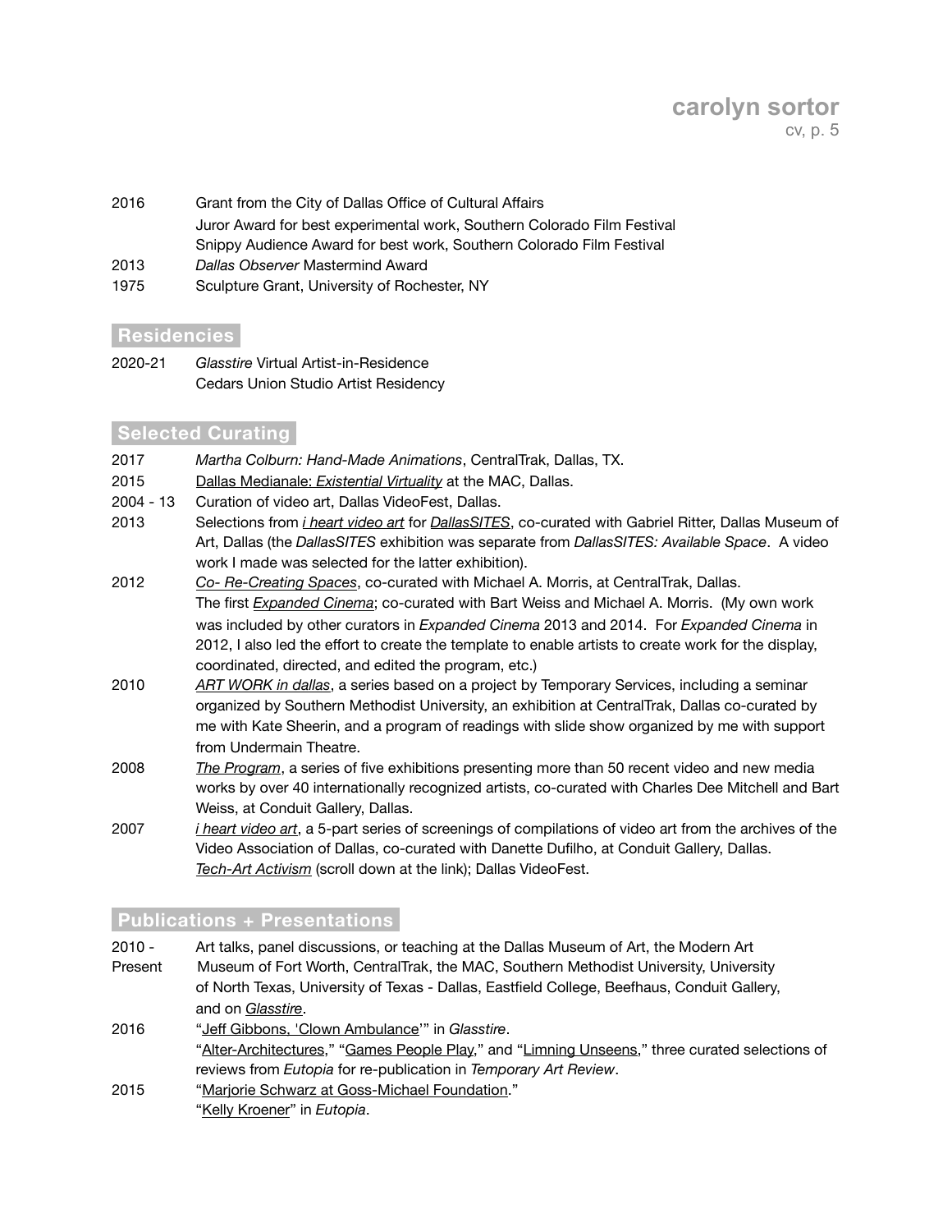| | |
|---|---|
| 2016 | Grant from the City of Dallas Office of Cultural Affairs |
| | Juror Award for best experimental work, Southern Colorado Film Festival |
| | Snippy Audience Award for best work, Southern Colorado Film Festival |
| 2013 | *Dallas Observer* Mastermind Award |
| 1975 | Sculpture Grant, University of Rochester, NY |

## Residencies

| | |
|---|---|
| 2020-21 | *Glasstire* Virtual Artist-in-Residence |
| | Cedars Union Studio Artist Residency |

## Selected Curating

| | |
|---|---|
| 2017 | *Martha Colburn: Hand-Made Animations*, CentralTrak, Dallas, TX. |
| 2015 | Dallas Medianale: *Existential Virtuality* at the MAC, Dallas. |
| 2004 - 13 | Curation of video art, Dallas VideoFest, Dallas. |
| 2013 | Selections from *i heart video art* for *DallasSITES*, co-curated with Gabriel Ritter, Dallas Museum of Art, Dallas (the *DallasSITES* exhibition was separate from *DallasSITES: Available Space*. A video work I made was selected for the latter exhibition). |
| 2012 | *Co- Re-Creating Spaces*, co-curated with Michael A. Morris, at CentralTrak, Dallas. |
| | The first *Expanded Cinema*; co-curated with Bart Weiss and Michael A. Morris. (My own work was included by other curators in *Expanded Cinema* 2013 and 2014. For *Expanded Cinema* in 2012, I also led the effort to create the template to enable artists to create work for the display, coordinated, directed, and edited the program, etc.) |
| 2010 | *ART WORK in dallas*, a series based on a project by Temporary Services, including a seminar organized by Southern Methodist University, an exhibition at CentralTrak, Dallas co-curated by me with Kate Sheerin, and a program of readings with slide show organized by me with support from Undermain Theatre. |
| 2008 | *The Program*, a series of five exhibitions presenting more than 50 recent video and new media works by over 40 internationally recognized artists, co-curated with Charles Dee Mitchell and Bart Weiss, at Conduit Gallery, Dallas. |
| 2007 | *i heart video art*, a 5-part series of screenings of compilations of video art from the archives of the Video Association of Dallas, co-curated with Danette Dufilho, at Conduit Gallery, Dallas. |
| | *Tech-Art Activism* (scroll down at the link); Dallas VideoFest. |

## Publications + Presentations

| | |
|---|---|
| 2010 - Present | Art talks, panel discussions, or teaching at the Dallas Museum of Art, the Modern Art Museum of Fort Worth, CentralTrak, the MAC, Southern Methodist University, University of North Texas, University of Texas - Dallas, Eastfield College, Beefhaus, Conduit Gallery, and on *Glasstire*. |
| 2016 | "Jeff Gibbons, 'Clown Ambulance'" in *Glasstire*. |
| | "Alter-Architectures," "Games People Play," and "Limning Unseens," three curated selections of reviews from *Eutopia* for re-publication in *Temporary Art Review*. |
| 2015 | "Marjorie Schwarz at Goss-Michael Foundation." |
| | "Kelly Kroener" in *Eutopia*. |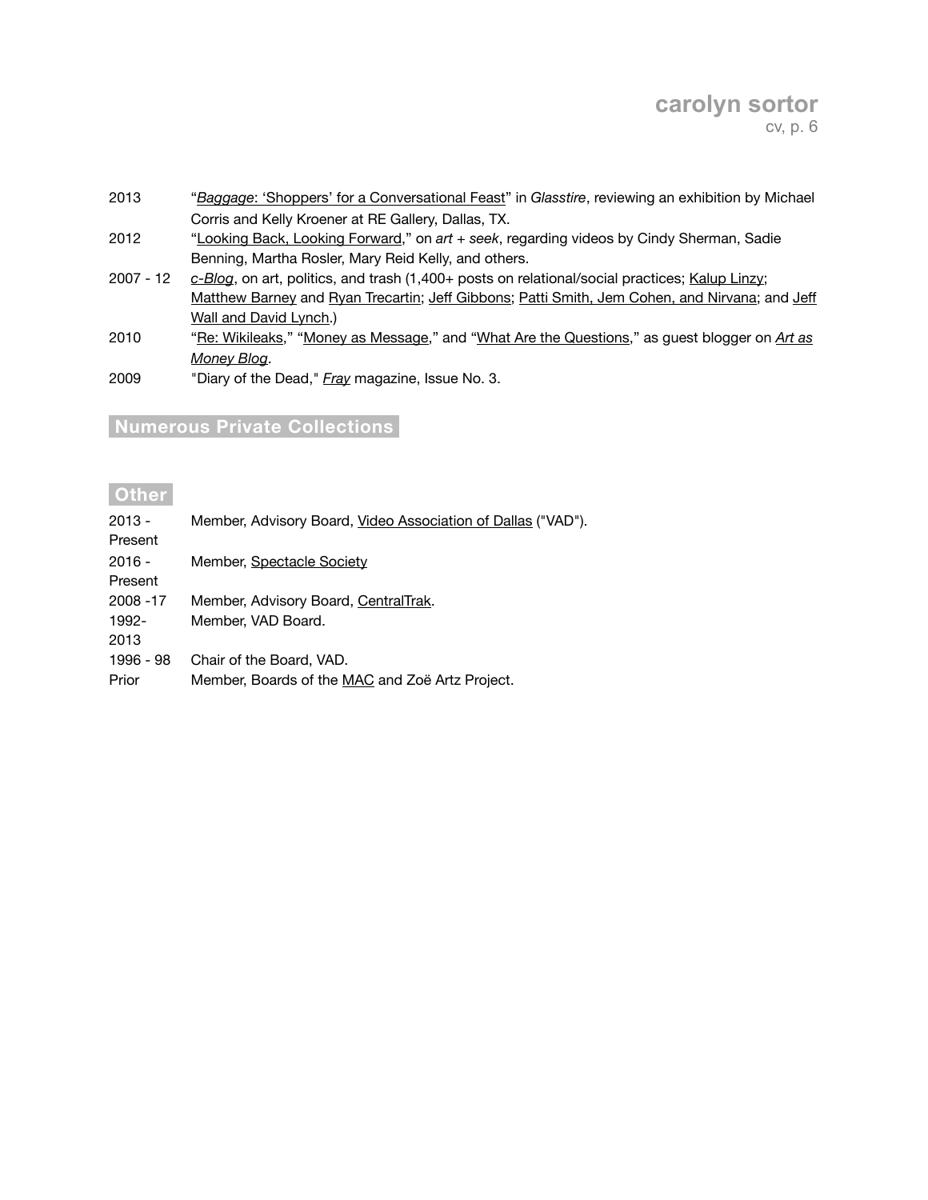| | |
|---|---|
| 2013 | "*Baggage*: 'Shoppers' for a Conversational Feast" in *Glasstire*, reviewing an exhibition by Michael Corris and Kelly Kroener at RE Gallery, Dallas, TX. |
| 2012 | "Looking Back, Looking Forward," on *art + seek*, regarding videos by Cindy Sherman, Sadie Benning, Martha Rosler, Mary Reid Kelly, and others. |
| 2007 - 12 | *c-Blog*, on art, politics, and trash (1,400+ posts on relational/social practices; Kalup Linzy; Matthew Barney and Ryan Trecartin; Jeff Gibbons; Patti Smith, Jem Cohen, and Nirvana; and Jeff Wall and David Lynch.) |
| 2010 | "Re: Wikileaks," "Money as Message," and "What Are the Questions," as guest blogger on *Art as Money Blog*. |
| 2009 | "Diary of the Dead," *Fray* magazine, Issue No. 3. |

## Numerous Private Collections

## Other

| | |
|---|---|
| 2013 - Present | Member, Advisory Board, Video Association of Dallas ("VAD"). |
| 2016 - Present | Member, Spectacle Society |
| 2008 -17 | Member, Advisory Board, CentralTrak. |
| 1992-2013 | Member, VAD Board. |
| 1996 - 98 | Chair of the Board, VAD. |
| Prior | Member, Boards of the MAC and Zoë Artz Project. |